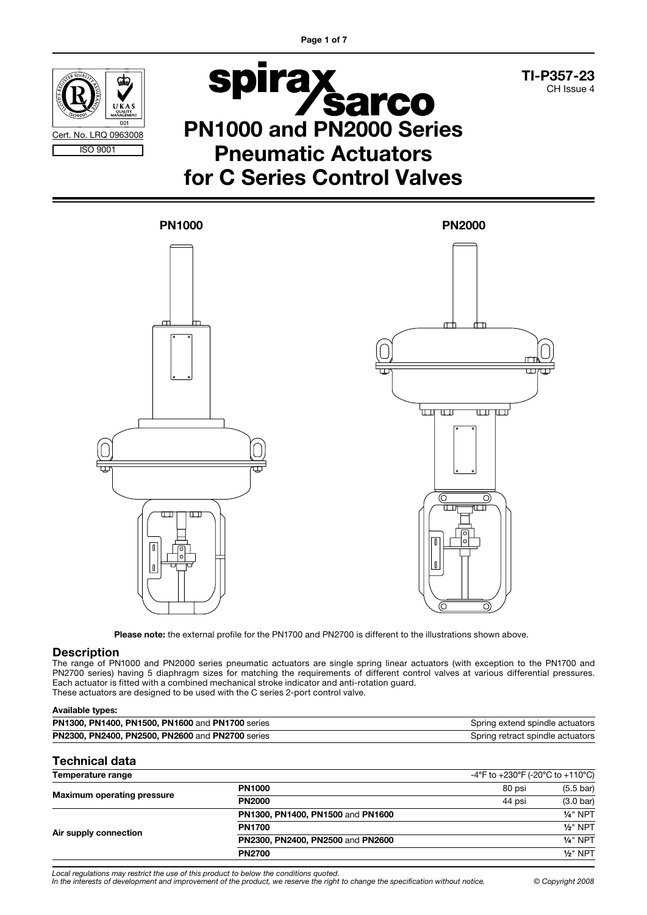TI-P357-23
CH Issue 4

Cert. No. LRQ 0963008

ISO 9001

# PN1000 and PN2000 Series Pneumatic Actuators for C Series Control Valves

PN1000

PN2000

**Please note:** the external profile for the PN1700 and PN2700 is different to the illustrations shown above.

## Description

The range of PN1000 and PN2000 series pneumatic actuators are single spring linear actuators (with exception to the PN1700 and PN2700 series) having 5 diaphragm sizes for matching the requirements of different control valves at various differential pressures. Each actuator is fitted with a combined mechanical stroke indicator and anti-rotation guard.
These actuators are designed to be used with the C series 2-port control valve.

**Available types:**

| | |
|---|---|
| **PN1300, PN1400, PN1500, PN1600** and **PN1700** series | Spring extend spindle actuators |
| **PN2300, PN2400, PN2500, PN2600** and **PN2700** series | Spring retract spindle actuators |

## Technical data

| | | | |
|---|---|---|---|
| **Temperature range** | | -4°F to +230°F (-20°C to +110°C) | |
| **Maximum operating pressure** | **PN1000** | 80 psi | (5.5 bar) |
| | **PN2000** | 44 psi | (3.0 bar) |
| **Air supply connection** | **PN1300, PN1400, PN1500** and **PN1600** | | ¼" NPT |
| | **PN1700** | | ½" NPT |
| | **PN2300, PN2400, PN2500** and **PN2600** | | ¼" NPT |
| | **PN2700** | | ½" NPT |

*Local regulations may restrict the use of this product to below the conditions quoted.*
*In the interests of development and improvement of the product, we reserve the right to change the specification without notice.*

© Copyright 2008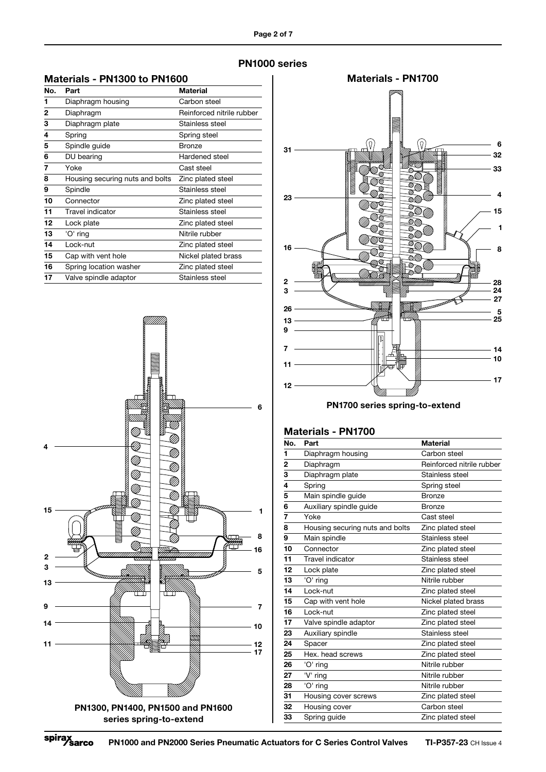## PN1000 series

### Materials - PN1300 to PN1600

| No. | Part | Material |
|---|---|---|
| 1 | Diaphragm housing | Carbon steel |
| 2 | Diaphragm | Reinforced nitrile rubber |
| 3 | Diaphragm plate | Stainless steel |
| 4 | Spring | Spring steel |
| 5 | Spindle guide | Bronze |
| 6 | DU bearing | Hardened steel |
| 7 | Yoke | Cast steel |
| 8 | Housing securing nuts and bolts | Zinc plated steel |
| 9 | Spindle | Stainless steel |
| 10 | Connector | Zinc plated steel |
| 11 | Travel indicator | Stainless steel |
| 12 | Lock plate | Zinc plated steel |
| 13 | 'O' ring | Nitrile rubber |
| 14 | Lock-nut | Zinc plated steel |
| 15 | Cap with vent hole | Nickel plated brass |
| 16 | Spring location washer | Zinc plated steel |
| 17 | Valve spindle adaptor | Stainless steel |

PN1300, PN1400, PN1500 and PN1600 series spring-to-extend

### Materials - PN1700

PN1700 series spring-to-extend

### Materials - PN1700

| No. | Part | Material |
|---|---|---|
| 1 | Diaphragm housing | Carbon steel |
| 2 | Diaphragm | Reinforced nitrile rubber |
| 3 | Diaphragm plate | Stainless steel |
| 4 | Spring | Spring steel |
| 5 | Main spindle guide | Bronze |
| 6 | Auxiliary spindle guide | Bronze |
| 7 | Yoke | Cast steel |
| 8 | Housing securing nuts and bolts | Zinc plated steel |
| 9 | Main spindle | Stainless steel |
| 10 | Connector | Zinc plated steel |
| 11 | Travel indicator | Stainless steel |
| 12 | Lock plate | Zinc plated steel |
| 13 | 'O' ring | Nitrile rubber |
| 14 | Lock-nut | Zinc plated steel |
| 15 | Cap with vent hole | Nickel plated brass |
| 16 | Lock-nut | Zinc plated steel |
| 17 | Valve spindle adaptor | Zinc plated steel |
| 23 | Auxiliary spindle | Stainless steel |
| 24 | Spacer | Zinc plated steel |
| 25 | Hex. head screws | Zinc plated steel |
| 26 | 'O' ring | Nitrile rubber |
| 27 | 'V' ring | Nitrile rubber |
| 28 | 'O' ring | Nitrile rubber |
| 31 | Housing cover screws | Zinc plated steel |
| 32 | Housing cover | Carbon steel |
| 33 | Spring guide | Zinc plated steel |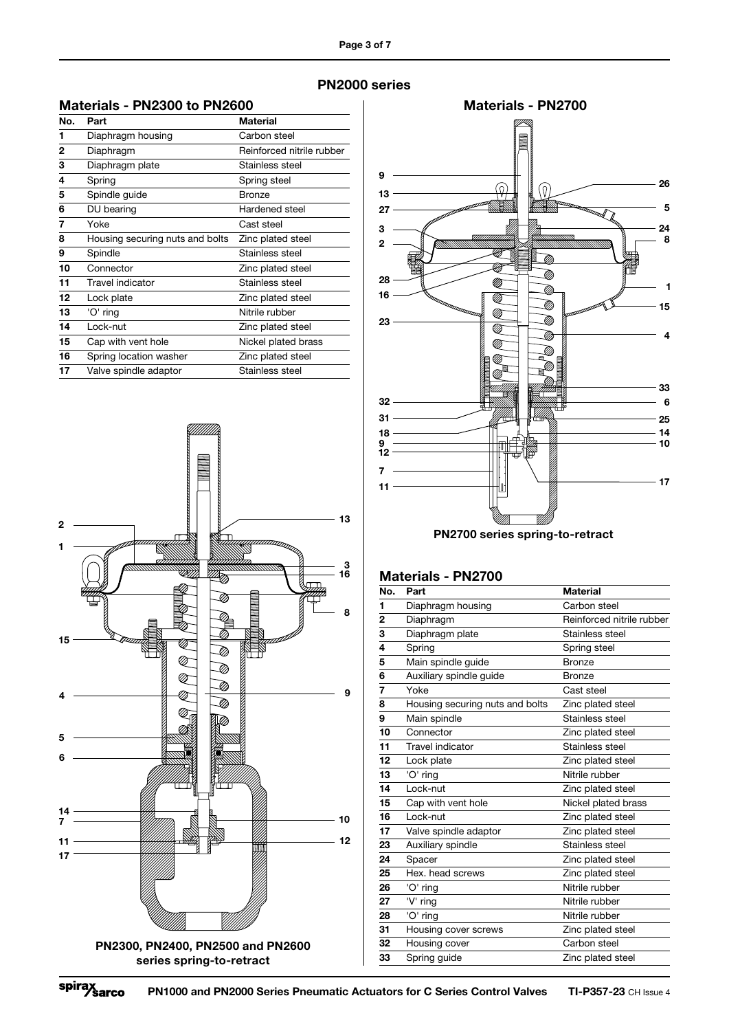# PN2000 series

## Materials - PN2300 to PN2600

| No. | Part | Material |
|---|---|---|
| 1 | Diaphragm housing | Carbon steel |
| 2 | Diaphragm | Reinforced nitrile rubber |
| 3 | Diaphragm plate | Stainless steel |
| 4 | Spring | Spring steel |
| 5 | Spindle guide | Bronze |
| 6 | DU bearing | Hardened steel |
| 7 | Yoke | Cast steel |
| 8 | Housing securing nuts and bolts | Zinc plated steel |
| 9 | Spindle | Stainless steel |
| 10 | Connector | Zinc plated steel |
| 11 | Travel indicator | Stainless steel |
| 12 | Lock plate | Zinc plated steel |
| 13 | 'O' ring | Nitrile rubber |
| 14 | Lock-nut | Zinc plated steel |
| 15 | Cap with vent hole | Nickel plated brass |
| 16 | Spring location washer | Zinc plated steel |
| 17 | Valve spindle adaptor | Stainless steel |

**PN2300, PN2400, PN2500 and PN2600 series spring-to-retract**

## Materials - PN2700

**PN2700 series spring-to-retract**

## Materials - PN2700

| No. | Part | Material |
|---|---|---|
| 1 | Diaphragm housing | Carbon steel |
| 2 | Diaphragm | Reinforced nitrile rubber |
| 3 | Diaphragm plate | Stainless steel |
| 4 | Spring | Spring steel |
| 5 | Main spindle guide | Bronze |
| 6 | Auxiliary spindle guide | Bronze |
| 7 | Yoke | Cast steel |
| 8 | Housing securing nuts and bolts | Zinc plated steel |
| 9 | Main spindle | Stainless steel |
| 10 | Connector | Zinc plated steel |
| 11 | Travel indicator | Stainless steel |
| 12 | Lock plate | Zinc plated steel |
| 13 | 'O' ring | Nitrile rubber |
| 14 | Lock-nut | Zinc plated steel |
| 15 | Cap with vent hole | Nickel plated brass |
| 16 | Lock-nut | Zinc plated steel |
| 17 | Valve spindle adaptor | Zinc plated steel |
| 23 | Auxiliary spindle | Stainless steel |
| 24 | Spacer | Zinc plated steel |
| 25 | Hex. head screws | Zinc plated steel |
| 26 | 'O' ring | Nitrile rubber |
| 27 | 'V' ring | Nitrile rubber |
| 28 | 'O' ring | Nitrile rubber |
| 31 | Housing cover screws | Zinc plated steel |
| 32 | Housing cover | Carbon steel |
| 33 | Spring guide | Zinc plated steel |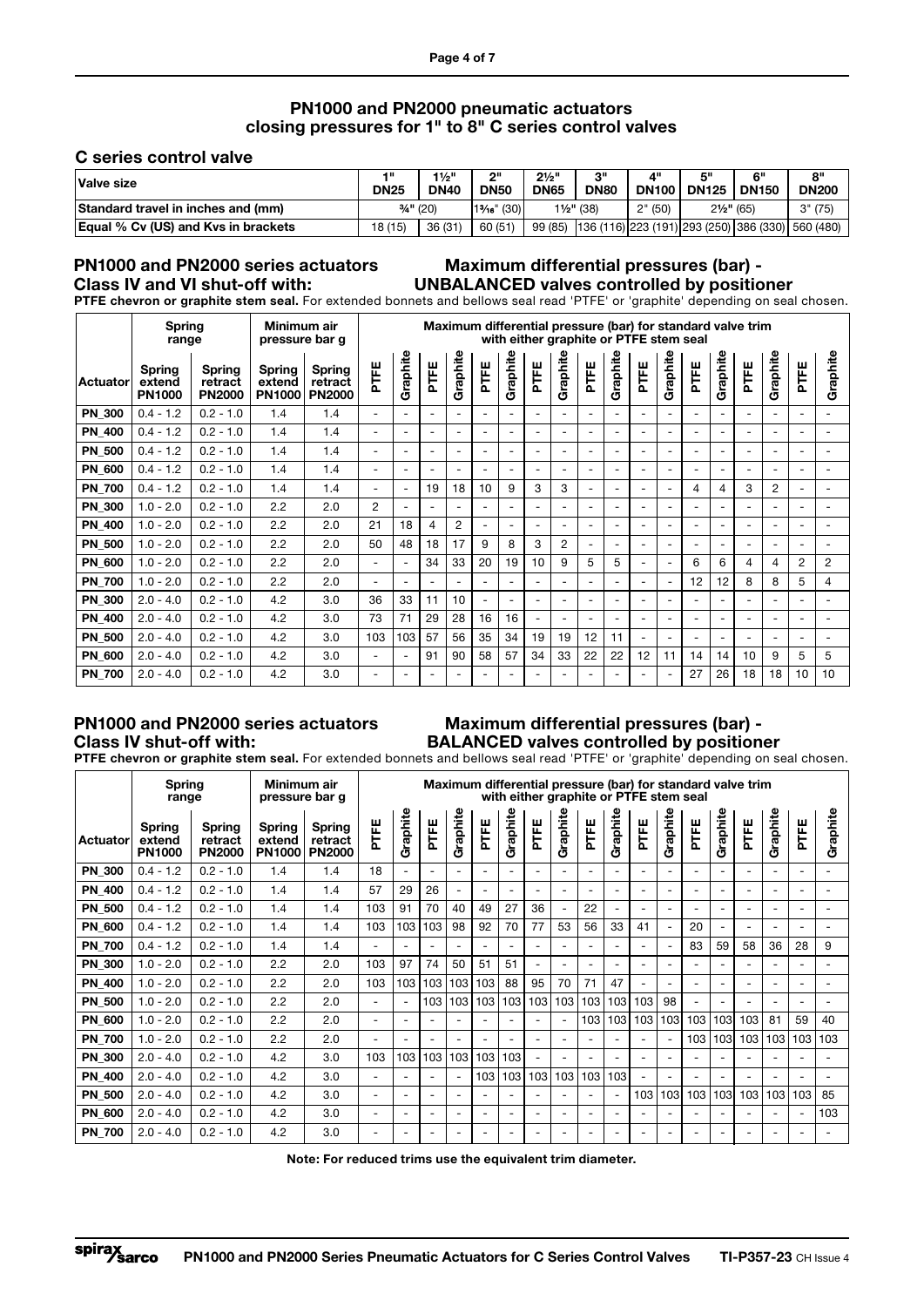## PN1000 and PN2000 pneumatic actuators closing pressures for 1" to 8" C series control valves

### C series control valve

| Valve size | 1" DN25 | 1½" DN40 | 2" DN50 | 2½" DN65 | 3" DN80 | 4" DN100 | 5" DN125 | 6" DN150 | 8" DN200 |
|---|---|---|---|---|---|---|---|---|---|
| Standard travel in inches and (mm) | ¾" (20) | | 1³⁄₁₆" (30) | 1½" (38) | | 2" (50) | 2½" (65) | | 3" (75) |
| Equal % Cv (US) and Kvs in brackets | 18 (15) | 36 (31) | 60 (51) | 99 (85) | 136 (116) | 223 (191) | 293 (250) | 386 (330) | 560 (480) |

### PN1000 and PN2000 series actuators Class IV and VI shut-off with: Maximum differential pressures (bar) - UNBALANCED valves controlled by positioner

**PTFE chevron or graphite stem seal.** For extended bonnets and bellows seal read 'PTFE' or 'graphite' depending on seal chosen.

| | Spring range | | Minimum air pressure bar g | | Maximum differential pressure (bar) for standard valve trim with either graphite or PTFE stem seal | | | | | | | | | | | | | | | | | |
|---|---|---|---|---|---|---|---|---|---|---|---|---|---|---|---|---|---|---|---|---|---|---|
| Actuator | Spring extend PN1000 | Spring retract PN2000 | Spring extend PN1000 | Spring retract PN2000 | PTFE | Graphite | PTFE | Graphite | PTFE | Graphite | PTFE | Graphite | PTFE | Graphite | PTFE | Graphite | PTFE | Graphite | PTFE | Graphite | PTFE | Graphite |
| PN_300 | 0.4 - 1.2 | 0.2 - 1.0 | 1.4 | 1.4 | - | - | - | - | - | - | - | - | - | - | - | - | - | - | - | - | - | - |
| PN_400 | 0.4 - 1.2 | 0.2 - 1.0 | 1.4 | 1.4 | - | - | - | - | - | - | - | - | - | - | - | - | - | - | - | - | - | - |
| PN_500 | 0.4 - 1.2 | 0.2 - 1.0 | 1.4 | 1.4 | - | - | - | - | - | - | - | - | - | - | - | - | - | - | - | - | - | - |
| PN_600 | 0.4 - 1.2 | 0.2 - 1.0 | 1.4 | 1.4 | - | - | - | - | - | - | - | - | - | - | - | - | - | - | - | - | - | - |
| PN_700 | 0.4 - 1.2 | 0.2 - 1.0 | 1.4 | 1.4 | - | - | 19 | 18 | 10 | 9 | 3 | 3 | - | - | - | - | 4 | 4 | 3 | 2 | - | - |
| PN_300 | 1.0 - 2.0 | 0.2 - 1.0 | 2.2 | 2.0 | 2 | - | - | - | - | - | - | - | - | - | - | - | - | - | - | - | - | - |
| PN_400 | 1.0 - 2.0 | 0.2 - 1.0 | 2.2 | 2.0 | 21 | 18 | 4 | 2 | - | - | - | - | - | - | - | - | - | - | - | - | - | - |
| PN_500 | 1.0 - 2.0 | 0.2 - 1.0 | 2.2 | 2.0 | 50 | 48 | 18 | 17 | 9 | 8 | 3 | 2 | - | - | - | - | - | - | - | - | - | - |
| PN_600 | 1.0 - 2.0 | 0.2 - 1.0 | 2.2 | 2.0 | - | - | 34 | 33 | 20 | 19 | 10 | 9 | 5 | 5 | - | - | 6 | 6 | 4 | 4 | 2 | 2 |
| PN_700 | 1.0 - 2.0 | 0.2 - 1.0 | 2.2 | 2.0 | - | - | - | - | - | - | - | - | - | - | - | - | 12 | 12 | 8 | 8 | 5 | 4 |
| PN_300 | 2.0 - 4.0 | 0.2 - 1.0 | 4.2 | 3.0 | 36 | 33 | 11 | 10 | - | - | - | - | - | - | - | - | - | - | - | - | - | - |
| PN_400 | 2.0 - 4.0 | 0.2 - 1.0 | 4.2 | 3.0 | 73 | 71 | 29 | 28 | 16 | 16 | - | - | - | - | - | - | - | - | - | - | - | - |
| PN_500 | 2.0 - 4.0 | 0.2 - 1.0 | 4.2 | 3.0 | 103 | 103 | 57 | 56 | 35 | 34 | 19 | 19 | 12 | 11 | - | - | - | - | - | - | - | - |
| PN_600 | 2.0 - 4.0 | 0.2 - 1.0 | 4.2 | 3.0 | - | - | 91 | 90 | 58 | 57 | 34 | 33 | 22 | 22 | 12 | 11 | 14 | 14 | 10 | 9 | 5 | 5 |
| PN_700 | 2.0 - 4.0 | 0.2 - 1.0 | 4.2 | 3.0 | - | - | - | - | - | - | - | - | - | - | - | - | 27 | 26 | 18 | 18 | 10 | 10 |

### PN1000 and PN2000 series actuators Class IV shut-off with: Maximum differential pressures (bar) - BALANCED valves controlled by positioner

**PTFE chevron or graphite stem seal.** For extended bonnets and bellows seal read 'PTFE' or 'graphite' depending on seal chosen.

| | Spring range | | Minimum air pressure bar g | | Maximum differential pressure (bar) for standard valve trim with either graphite or PTFE stem seal | | | | | | | | | | | | | | | | | |
|---|---|---|---|---|---|---|---|---|---|---|---|---|---|---|---|---|---|---|---|---|---|---|
| Actuator | Spring extend PN1000 | Spring retract PN2000 | Spring extend PN1000 | Spring retract PN2000 | PTFE | Graphite | PTFE | Graphite | PTFE | Graphite | PTFE | Graphite | PTFE | Graphite | PTFE | Graphite | PTFE | Graphite | PTFE | Graphite | PTFE | Graphite |
| PN_300 | 0.4 - 1.2 | 0.2 - 1.0 | 1.4 | 1.4 | 18 | - | - | - | - | - | - | - | - | - | - | - | - | - | - | - | - | - |
| PN_400 | 0.4 - 1.2 | 0.2 - 1.0 | 1.4 | 1.4 | 57 | 29 | 26 | - | - | - | - | - | - | - | - | - | - | - | - | - | - | - |
| PN_500 | 0.4 - 1.2 | 0.2 - 1.0 | 1.4 | 1.4 | 103 | 91 | 70 | 40 | 49 | 27 | 36 | - | 22 | - | - | - | - | - | - | - | - | - |
| PN_600 | 0.4 - 1.2 | 0.2 - 1.0 | 1.4 | 1.4 | 103 | 103 | 103 | 98 | 92 | 70 | 77 | 53 | 56 | 33 | 41 | - | 20 | - | - | - | - | - |
| PN_700 | 0.4 - 1.2 | 0.2 - 1.0 | 1.4 | 1.4 | - | - | - | - | - | - | - | - | - | - | - | - | 83 | 59 | 58 | 36 | 28 | 9 |
| PN_300 | 1.0 - 2.0 | 0.2 - 1.0 | 2.2 | 2.0 | 103 | 97 | 74 | 50 | 51 | 51 | - | - | - | - | - | - | - | - | - | - | - | - |
| PN_400 | 1.0 - 2.0 | 0.2 - 1.0 | 2.2 | 2.0 | 103 | 103 | 103 | 103 | 103 | 88 | 95 | 70 | 71 | 47 | - | - | - | - | - | - | - | - |
| PN_500 | 1.0 - 2.0 | 0.2 - 1.0 | 2.2 | 2.0 | - | - | 103 | 103 | 103 | 103 | 103 | 103 | 103 | 103 | 103 | 98 | - | - | - | - | - | - |
| PN_600 | 1.0 - 2.0 | 0.2 - 1.0 | 2.2 | 2.0 | - | - | - | - | - | - | - | - | 103 | 103 | 103 | 103 | 103 | 103 | 103 | 81 | 59 | 40 |
| PN_700 | 1.0 - 2.0 | 0.2 - 1.0 | 2.2 | 2.0 | - | - | - | - | - | - | - | - | - | - | - | - | 103 | 103 | 103 | 103 | 103 | 103 |
| PN_300 | 2.0 - 4.0 | 0.2 - 1.0 | 4.2 | 3.0 | 103 | 103 | 103 | 103 | 103 | 103 | - | - | - | - | - | - | - | - | - | - | - | - |
| PN_400 | 2.0 - 4.0 | 0.2 - 1.0 | 4.2 | 3.0 | - | - | - | - | 103 | 103 | 103 | 103 | 103 | 103 | - | - | - | - | - | - | - | - |
| PN_500 | 2.0 - 4.0 | 0.2 - 1.0 | 4.2 | 3.0 | - | - | - | - | - | - | - | - | - | - | 103 | 103 | 103 | 103 | 103 | 103 | 103 | 85 |
| PN_600 | 2.0 - 4.0 | 0.2 - 1.0 | 4.2 | 3.0 | - | - | - | - | - | - | - | - | - | - | - | - | - | - | - | - | - | 103 |
| PN_700 | 2.0 - 4.0 | 0.2 - 1.0 | 4.2 | 3.0 | - | - | - | - | - | - | - | - | - | - | - | - | - | - | - | - | - | - |

**Note: For reduced trims use the equivalent trim diameter.**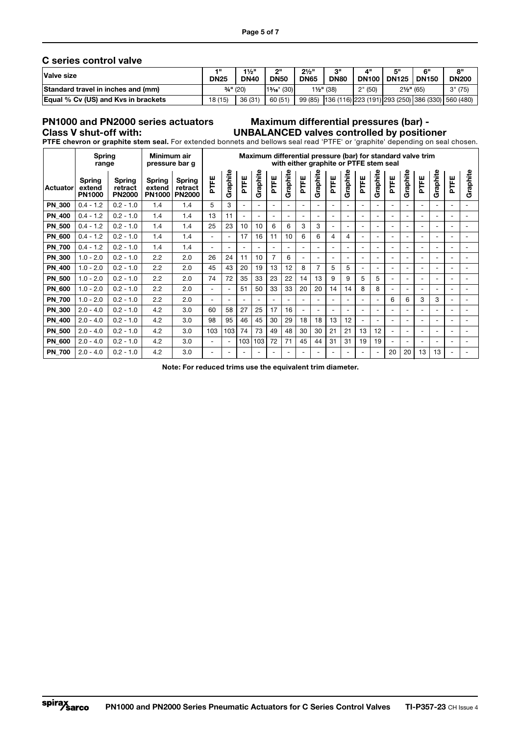## C series control valve

| Valve size | 1" DN25 | 1½" DN40 | 2" DN50 | 2½" DN65 | 3" DN80 | 4" DN100 | 5" DN125 | 6" DN150 | 8" DN200 |
|---|---|---|---|---|---|---|---|---|---|
| Standard travel in inches and (mm) | ¾" (20) | | 1³⁄₁₆" (30) | 1½" (38) | | 2" (50) | 2½" (65) | | 3" (75) |
| Equal % Cv (US) and Kvs in brackets | 18 (15) | 36 (31) | 60 (51) | 99 (85) | 136 (116) | 223 (191) | 293 (250) | 386 (330) | 560 (480) |

## PN1000 and PN2000 series actuators Class V shut-off with:

## Maximum differential pressures (bar) - UNBALANCED valves controlled by positioner

**PTFE chevron or graphite stem seal.** For extended bonnets and bellows seal read 'PTFE' or 'graphite' depending on seal chosen.

| | Spring range | | Minimum air pressure bar g | | Maximum differential pressure (bar) for standard valve trim with either graphite or PTFE stem seal | | | | | | | | | | | | | | | | | |
|---|---|---|---|---|---|---|---|---|---|---|---|---|---|---|---|---|---|---|---|---|---|---|
| Actuator | Spring extend PN1000 | Spring retract PN2000 | Spring extend PN1000 | Spring retract PN2000 | PTFE | Graphite | PTFE | Graphite | PTFE | Graphite | PTFE | Graphite | PTFE | Graphite | PTFE | Graphite | PTFE | Graphite | PTFE | Graphite | PTFE | Graphite |
| PN_300 | 0.4 - 1.2 | 0.2 - 1.0 | 1.4 | 1.4 | 5 | 3 | - | - | - | - | - | - | - | - | - | - | - | - | - | - | - | - |
| PN_400 | 0.4 - 1.2 | 0.2 - 1.0 | 1.4 | 1.4 | 13 | 11 | - | - | - | - | - | - | - | - | - | - | - | - | - | - | - | - |
| PN_500 | 0.4 - 1.2 | 0.2 - 1.0 | 1.4 | 1.4 | 25 | 23 | 10 | 10 | 6 | 6 | 3 | 3 | - | - | - | - | - | - | - | - | - | - |
| PN_600 | 0.4 - 1.2 | 0.2 - 1.0 | 1.4 | 1.4 | - | - | 17 | 16 | 11 | 10 | 6 | 6 | 4 | 4 | - | - | - | - | - | - | - | - |
| PN_700 | 0.4 - 1.2 | 0.2 - 1.0 | 1.4 | 1.4 | - | - | - | - | - | - | - | - | - | - | - | - | - | - | - | - | - | - |
| PN_300 | 1.0 - 2.0 | 0.2 - 1.0 | 2.2 | 2.0 | 26 | 24 | 11 | 10 | 7 | 6 | - | - | - | - | - | - | - | - | - | - | - | - |
| PN_400 | 1.0 - 2.0 | 0.2 - 1.0 | 2.2 | 2.0 | 45 | 43 | 20 | 19 | 13 | 12 | 8 | 7 | 5 | 5 | - | - | - | - | - | - | - | - |
| PN_500 | 1.0 - 2.0 | 0.2 - 1.0 | 2.2 | 2.0 | 74 | 72 | 35 | 33 | 23 | 22 | 14 | 13 | 9 | 9 | 5 | 5 | - | - | - | - | - | - |
| PN_600 | 1.0 - 2.0 | 0.2 - 1.0 | 2.2 | 2.0 | - | - | 51 | 50 | 33 | 33 | 20 | 20 | 14 | 14 | 8 | 8 | - | - | - | - | - | - |
| PN_700 | 1.0 - 2.0 | 0.2 - 1.0 | 2.2 | 2.0 | - | - | - | - | - | - | - | - | - | - | - | - | 6 | 6 | 3 | 3 | - | - |
| PN_300 | 2.0 - 4.0 | 0.2 - 1.0 | 4.2 | 3.0 | 60 | 58 | 27 | 25 | 17 | 16 | - | - | - | - | - | - | - | - | - | - | - | - |
| PN_400 | 2.0 - 4.0 | 0.2 - 1.0 | 4.2 | 3.0 | 98 | 95 | 46 | 45 | 30 | 29 | 18 | 18 | 13 | 12 | - | - | - | - | - | - | - | - |
| PN_500 | 2.0 - 4.0 | 0.2 - 1.0 | 4.2 | 3.0 | 103 | 103 | 74 | 73 | 49 | 48 | 30 | 30 | 21 | 21 | 13 | 12 | - | - | - | - | - | - |
| PN_600 | 2.0 - 4.0 | 0.2 - 1.0 | 4.2 | 3.0 | - | - | 103 | 103 | 72 | 71 | 45 | 44 | 31 | 31 | 19 | 19 | - | - | - | - | - | - |
| PN_700 | 2.0 - 4.0 | 0.2 - 1.0 | 4.2 | 3.0 | - | - | - | - | - | - | - | - | - | - | - | - | 20 | 20 | 13 | 13 | - | - |

**Note: For reduced trims use the equivalent trim diameter.**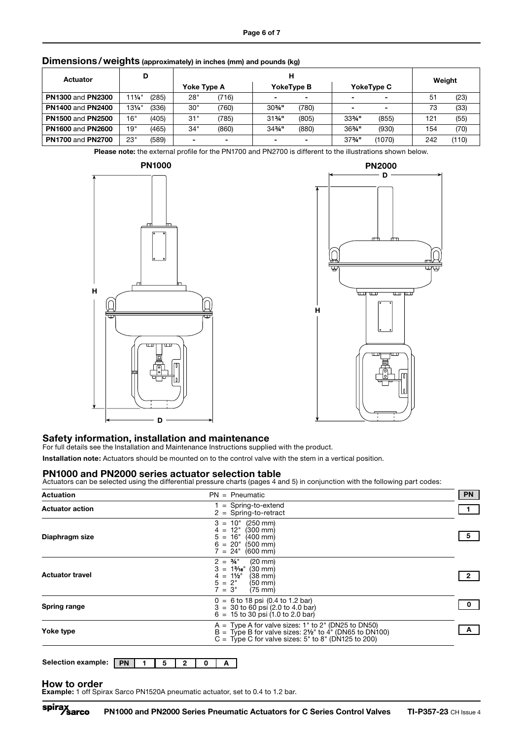## Dimensions / weights (approximately) in inches (mm) and pounds (kg)

| Actuator | D | | H | | | | | | Weight | |
|---|---|---|---|---|---|---|---|---|---|---|
| | | | Yoke Type A | | YokeType B | | YokeType C | | | |
| **PN1300** and **PN2300** | 11¼" | (285) | 28" | (716) | - | - | - | - | 51 | (23) |
| **PN1400** and **PN2400** | 13¼" | (336) | 30" | (760) | 30¾" | (780) | - | - | 73 | (33) |
| **PN1500** and **PN2500** | 16" | (405) | 31" | (785) | 31¾" | (805) | 33¾" | (855) | 121 | (55) |
| **PN1600** and **PN2600** | 19" | (465) | 34" | (860) | 34¾" | (880) | 36¾" | (930) | 154 | (70) |
| **PN1700** and **PN2700** | 23" | (589) | - | - | - | - | 37¾" | (1070) | 242 | (110) |

**Please note:** the external profile for the PN1700 and PN2700 is different to the illustrations shown below.

PN1000

PN2000

## Safety information, installation and maintenance

For full details see the Installation and Maintenance Instructions supplied with the product.

**Installation note:** Actuators should be mounted on to the control valve with the stem in a vertical position.

## PN1000 and PN2000 series actuator selection table

Actuators can be selected using the differential pressure charts (pages 4 and 5) in conjunction with the following part codes:

| | | |
|---|---|---|
| **Actuation** | PN = Pneumatic | **PN** |
| **Actuator action** | 1 = Spring-to-extend<br>2 = Spring-to-retract | **1** |
| **Diaphragm size** | 3 = 10" (250 mm)<br>4 = 12" (300 mm)<br>5 = 16" (400 mm)<br>6 = 20" (500 mm)<br>7 = 24" (600 mm) | **5** |
| **Actuator travel** | 2 = ¾" (20 mm)<br>3 = 1³⁄₁₆" (30 mm)<br>4 = 1½" (38 mm)<br>5 = 2" (50 mm)<br>7 = 3" (75 mm) | **2** |
| **Spring range** | 0 = 6 to 18 psi (0.4 to 1.2 bar)<br>3 = 30 to 60 psi (2.0 to 4.0 bar)<br>6 = 15 to 30 psi (1.0 to 2.0 bar) | **0** |
| **Yoke type** | A = Type A for valve sizes: 1" to 2" (DN25 to DN50)<br>B = Type B for valve sizes: 2½" to 4" (DN65 to DN100)<br>C = Type C for valve sizes: 5" to 8" (DN125 to 200) | **A** |

**Selection example:**

| PN | 1 | 5 | 2 | 0 | A |
|---|---|---|---|---|---|

## How to order

**Example:** 1 off Spirax Sarco PN1520A pneumatic actuator, set to 0.4 to 1.2 bar.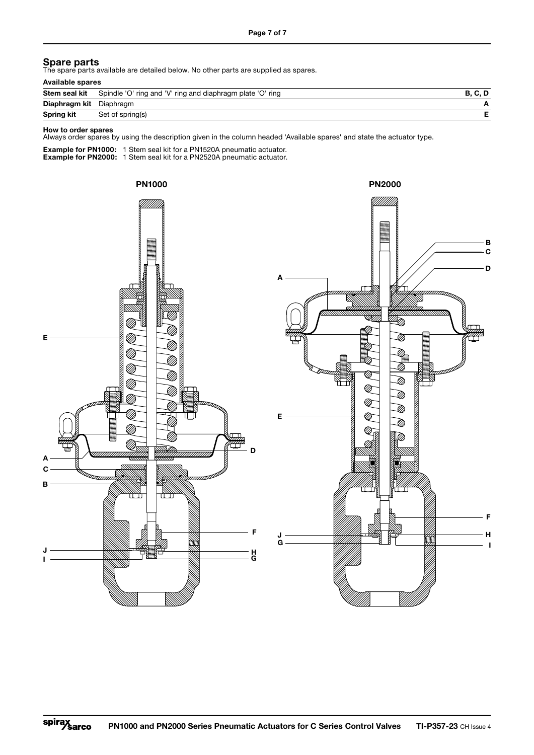## Spare parts

The spare parts available are detailed below. No other parts are supplied as spares.

### Available spares

| | | |
|---|---|---|
| **Stem seal kit** | Spindle 'O' ring and 'V' ring and diaphragm plate 'O' ring | **B, C, D** |
| **Diaphragm kit** | Diaphragm | **A** |
| **Spring kit** | Set of spring(s) | **E** |

### How to order spares

Always order spares by using the description given in the column headed 'Available spares' and state the actuator type.

**Example for PN1000:** 1 Stem seal kit for a PN1520A pneumatic actuator.
**Example for PN2000:** 1 Stem seal kit for a PN2520A pneumatic actuator.

PN1000

E
A
C
B
D
F
J
I
H
G

PN2000

B
C
D
A
E
F
J
G
H
I